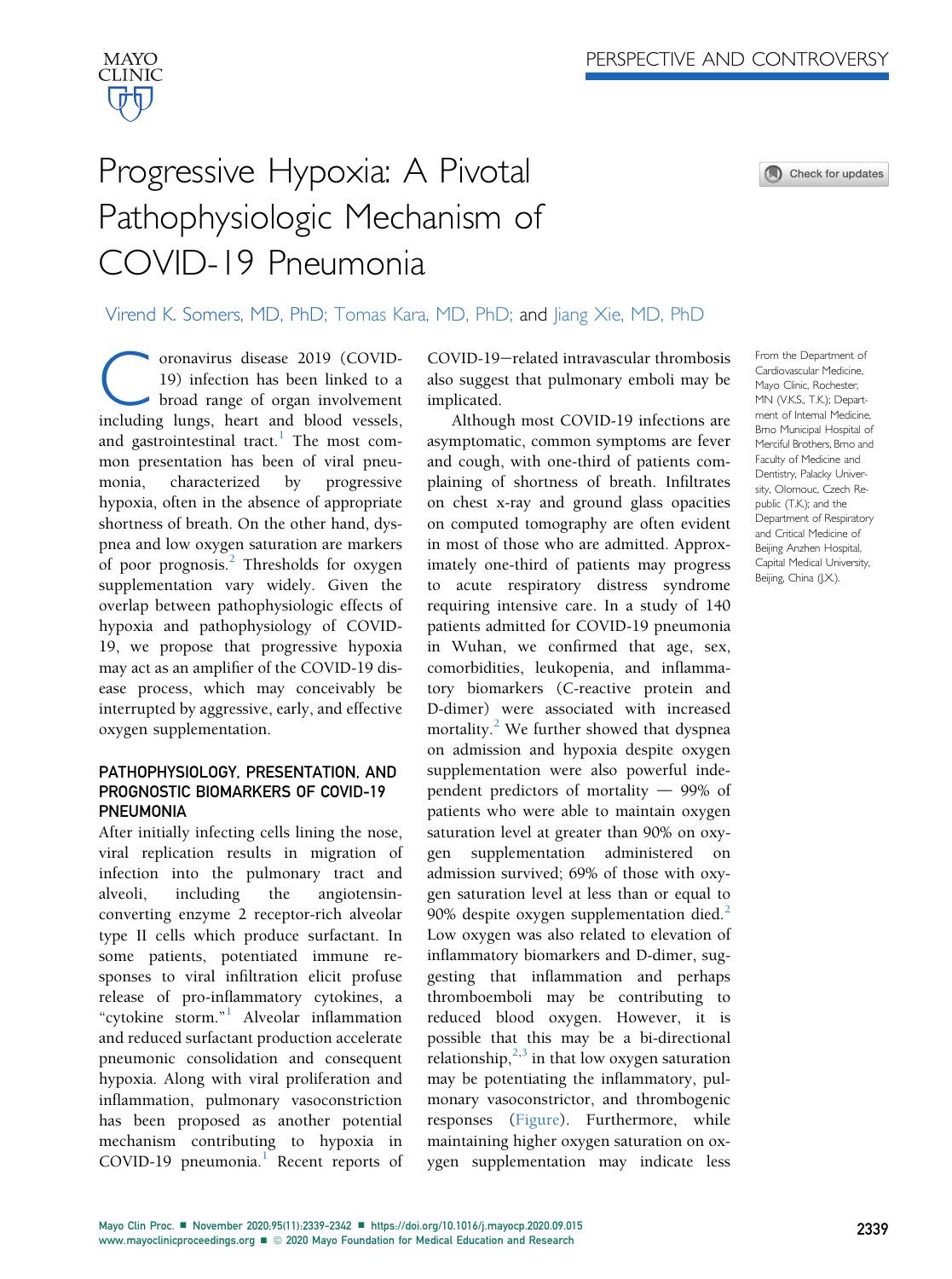PERSPECTIVE AND CONTROVERSY

# Progressive Hypoxia: A Pivotal Pathophysiologic Mechanism of COVID-19 Pneumonia

Virend K. Somers, MD, PhD; Tomas Kara, MD, PhD; and Jiang Xie, MD, PhD

From the Department of Cardiovascular Medicine, Mayo Clinic, Rochester, MN (V.K.S., T.K.); Department of Internal Medicine, Brno Municipal Hospital of Merciful Brothers, Brno and Faculty of Medicine and Dentistry, Palacky University, Olomouc, Czech Republic (T.K.); and the Department of Respiratory and Critical Medicine of Beijing Anzhen Hospital, Capital Medical University, Beijing, China (J.X.).

Coronavirus disease 2019 (COVID-19) infection has been linked to a broad range of organ involvement including lungs, heart and blood vessels, and gastrointestinal tract.[1] The most common presentation has been of viral pneumonia, characterized by progressive hypoxia, often in the absence of appropriate shortness of breath. On the other hand, dyspnea and low oxygen saturation are markers of poor prognosis.[2] Thresholds for oxygen supplementation vary widely. Given the overlap between pathophysiologic effects of hypoxia and pathophysiology of COVID-19, we propose that progressive hypoxia may act as an amplifier of the COVID-19 disease process, which may conceivably be interrupted by aggressive, early, and effective oxygen supplementation.

## PATHOPHYSIOLOGY, PRESENTATION, AND PROGNOSTIC BIOMARKERS OF COVID-19 PNEUMONIA

After initially infecting cells lining the nose, viral replication results in migration of infection into the pulmonary tract and alveoli, including the angiotensin-converting enzyme 2 receptor-rich alveolar type II cells which produce surfactant. In some patients, potentiated immune responses to viral infiltration elicit profuse release of pro-inflammatory cytokines, a "cytokine storm."[1] Alveolar inflammation and reduced surfactant production accelerate pneumonic consolidation and consequent hypoxia. Along with viral proliferation and inflammation, pulmonary vasoconstriction has been proposed as another potential mechanism contributing to hypoxia in COVID-19 pneumonia.[1] Recent reports of COVID-19−related intravascular thrombosis also suggest that pulmonary emboli may be implicated.

Although most COVID-19 infections are asymptomatic, common symptoms are fever and cough, with one-third of patients complaining of shortness of breath. Infiltrates on chest x-ray and ground glass opacities on computed tomography are often evident in most of those who are admitted. Approximately one-third of patients may progress to acute respiratory distress syndrome requiring intensive care. In a study of 140 patients admitted for COVID-19 pneumonia in Wuhan, we confirmed that age, sex, comorbidities, leukopenia, and inflammatory biomarkers (C-reactive protein and D-dimer) were associated with increased mortality.[2] We further showed that dyspnea on admission and hypoxia despite oxygen supplementation were also powerful independent predictors of mortality — 99% of patients who were able to maintain oxygen saturation level at greater than 90% on oxygen supplementation administered on admission survived; 69% of those with oxygen saturation level at less than or equal to 90% despite oxygen supplementation died.[2] Low oxygen was also related to elevation of inflammatory biomarkers and D-dimer, suggesting that inflammation and perhaps thromboemboli may be contributing to reduced blood oxygen. However, it is possible that this may be a bi-directional relationship,[2,3] in that low oxygen saturation may be potentiating the inflammatory, pulmonary vasoconstrictor, and thrombogenic responses (Figure). Furthermore, while maintaining higher oxygen saturation on oxygen supplementation may indicate less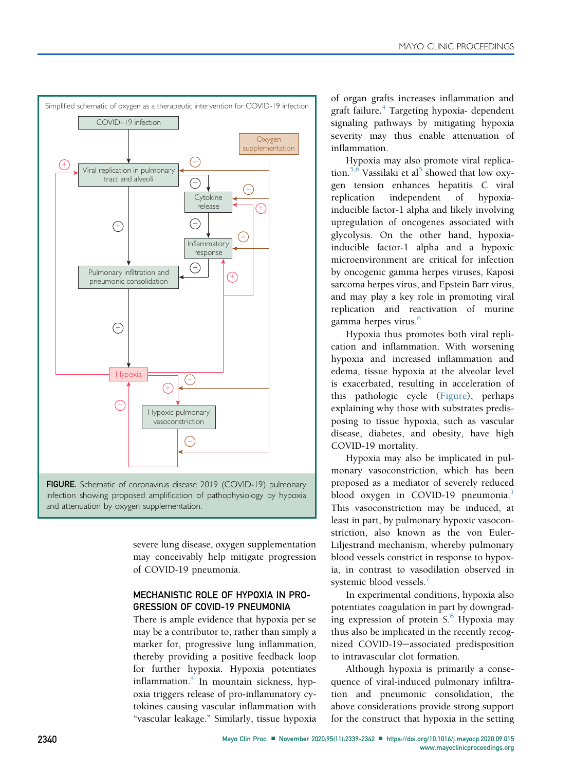Simplified schematic of oxygen as a therapeutic intervention for COVID-19 infection

**FIGURE.** Schematic of coronavirus disease 2019 (COVID-19) pulmonary infection showing proposed amplification of pathophysiology by hypoxia and attenuation by oxygen supplementation.

severe lung disease, oxygen supplementation may conceivably help mitigate progression of COVID-19 pneumonia.

## MECHANISTIC ROLE OF HYPOXIA IN PROGRESSION OF COVID-19 PNEUMONIA

There is ample evidence that hypoxia per se may be a contributor to, rather than simply a marker for, progressive lung inflammation, thereby providing a positive feedback loop for further hypoxia. Hypoxia potentiates inflammation.[4] In mountain sickness, hypoxia triggers release of pro-inflammatory cytokines causing vascular inflammation with "vascular leakage." Similarly, tissue hypoxia of organ grafts increases inflammation and graft failure.[4] Targeting hypoxia- dependent signaling pathways by mitigating hypoxia severity may thus enable attenuation of inflammation.

Hypoxia may also promote viral replication.[5,6] Vassilaki et al[5] showed that low oxygen tension enhances hepatitis C viral replication independent of hypoxia-inducible factor-1 alpha and likely involving upregulation of oncogenes associated with glycolysis. On the other hand, hypoxia-inducible factor-1 alpha and a hypoxic microenvironment are critical for infection by oncogenic gamma herpes viruses, Kaposi sarcoma herpes virus, and Epstein Barr virus, and may play a key role in promoting viral replication and reactivation of murine gamma herpes virus.[6]

Hypoxia thus promotes both viral replication and inflammation. With worsening hypoxia and increased inflammation and edema, tissue hypoxia at the alveolar level is exacerbated, resulting in acceleration of this pathologic cycle (Figure), perhaps explaining why those with substrates predisposing to tissue hypoxia, such as vascular disease, diabetes, and obesity, have high COVID-19 mortality.

Hypoxia may also be implicated in pulmonary vasoconstriction, which has been proposed as a mediator of severely reduced blood oxygen in COVID-19 pneumonia.[1] This vasoconstriction may be induced, at least in part, by pulmonary hypoxic vasoconstriction, also known as the von Euler-Liljestrand mechanism, whereby pulmonary blood vessels constrict in response to hypoxia, in contrast to vasodilation observed in systemic blood vessels.[7]

In experimental conditions, hypoxia also potentiates coagulation in part by downgrading expression of protein S.[8] Hypoxia may thus also be implicated in the recently recognized COVID-19–associated predisposition to intravascular clot formation.

Although hypoxia is primarily a consequence of viral-induced pulmonary infiltration and pneumonic consolidation, the above considerations provide strong support for the construct that hypoxia in the setting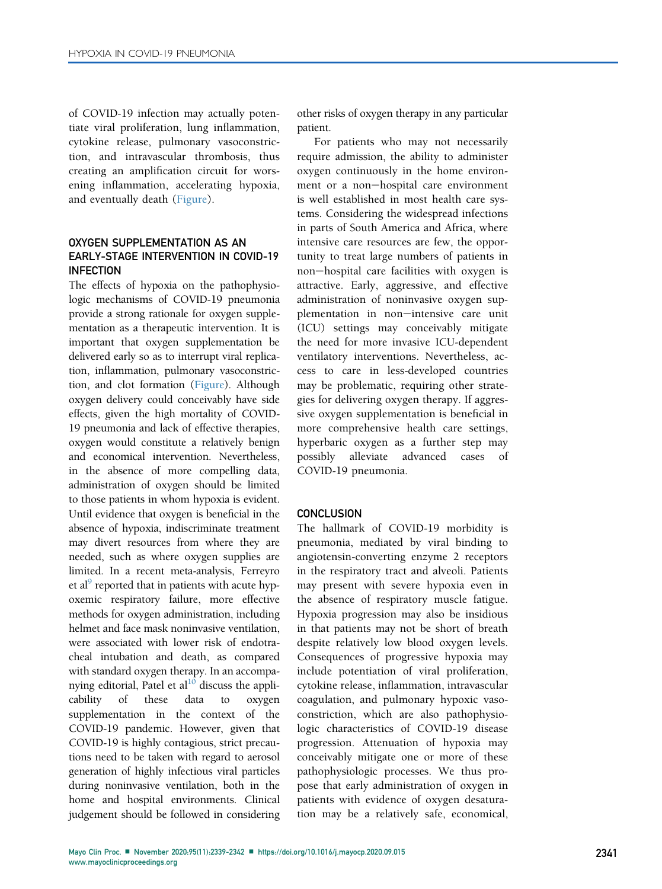of COVID-19 infection may actually potentiate viral proliferation, lung inflammation, cytokine release, pulmonary vasoconstriction, and intravascular thrombosis, thus creating an amplification circuit for worsening inflammation, accelerating hypoxia, and eventually death (Figure).

## OXYGEN SUPPLEMENTATION AS AN EARLY-STAGE INTERVENTION IN COVID-19 INFECTION

The effects of hypoxia on the pathophysiologic mechanisms of COVID-19 pneumonia provide a strong rationale for oxygen supplementation as a therapeutic intervention. It is important that oxygen supplementation be delivered early so as to interrupt viral replication, inflammation, pulmonary vasoconstriction, and clot formation (Figure). Although oxygen delivery could conceivably have side effects, given the high mortality of COVID-19 pneumonia and lack of effective therapies, oxygen would constitute a relatively benign and economical intervention. Nevertheless, in the absence of more compelling data, administration of oxygen should be limited to those patients in whom hypoxia is evident. Until evidence that oxygen is beneficial in the absence of hypoxia, indiscriminate treatment may divert resources from where they are needed, such as where oxygen supplies are limited. In a recent meta-analysis, Ferreyro et al[9] reported that in patients with acute hypoxemic respiratory failure, more effective methods for oxygen administration, including helmet and face mask noninvasive ventilation, were associated with lower risk of endotracheal intubation and death, as compared with standard oxygen therapy. In an accompanying editorial, Patel et al[10] discuss the applicability of these data to oxygen supplementation in the context of the COVID-19 pandemic. However, given that COVID-19 is highly contagious, strict precautions need to be taken with regard to aerosol generation of highly infectious viral particles during noninvasive ventilation, both in the home and hospital environments. Clinical judgement should be followed in considering other risks of oxygen therapy in any particular patient.

For patients who may not necessarily require admission, the ability to administer oxygen continuously in the home environment or a non−hospital care environment is well established in most health care systems. Considering the widespread infections in parts of South America and Africa, where intensive care resources are few, the opportunity to treat large numbers of patients in non−hospital care facilities with oxygen is attractive. Early, aggressive, and effective administration of noninvasive oxygen supplementation in non−intensive care unit (ICU) settings may conceivably mitigate the need for more invasive ICU-dependent ventilatory interventions. Nevertheless, access to care in less-developed countries may be problematic, requiring other strategies for delivering oxygen therapy. If aggressive oxygen supplementation is beneficial in more comprehensive health care settings, hyperbaric oxygen as a further step may possibly alleviate advanced cases of COVID-19 pneumonia.

## CONCLUSION

The hallmark of COVID-19 morbidity is pneumonia, mediated by viral binding to angiotensin-converting enzyme 2 receptors in the respiratory tract and alveoli. Patients may present with severe hypoxia even in the absence of respiratory muscle fatigue. Hypoxia progression may also be insidious in that patients may not be short of breath despite relatively low blood oxygen levels. Consequences of progressive hypoxia may include potentiation of viral proliferation, cytokine release, inflammation, intravascular coagulation, and pulmonary hypoxic vasoconstriction, which are also pathophysiologic characteristics of COVID-19 disease progression. Attenuation of hypoxia may conceivably mitigate one or more of these pathophysiologic processes. We thus propose that early administration of oxygen in patients with evidence of oxygen desaturation may be a relatively safe, economical,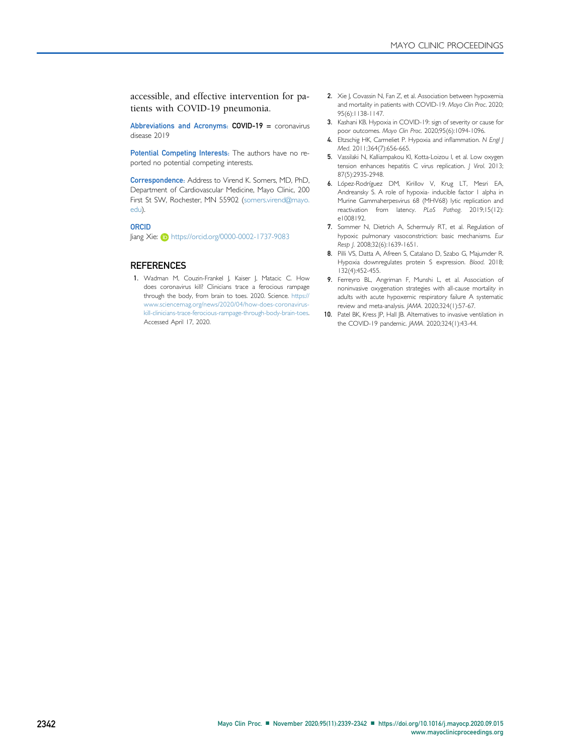accessible, and effective intervention for patients with COVID-19 pneumonia.

**Abbreviations and Acronyms:** **COVID-19** = coronavirus disease 2019

**Potential Competing Interests:** The authors have no reported no potential competing interests.

**Correspondence:** Address to Virend K. Somers, MD, PhD, Department of Cardiovascular Medicine, Mayo Clinic, 200 First St SW, Rochester, MN 55902 (somers.virend@mayo.edu).

**ORCID**

Jiang Xie: https://orcid.org/0000-0002-1737-9083

## REFERENCES

1. Wadman M, Couzin-Frankel J, Kaiser J, Matacic C. How does coronavirus kill? Clinicians trace a ferocious rampage through the body, from brain to toes. 2020. Science. https://www.sciencemag.org/news/2020/04/how-does-coronavirus-kill-clinicians-trace-ferocious-rampage-through-body-brain-toes. Accessed April 17, 2020.
2. Xie J, Covassin N, Fan Z, et al. Association between hypoxemia and mortality in patients with COVID-19. *Mayo Clin Proc.* 2020; 95(6):1138-1147.
3. Kashani KB. Hypoxia in COVID-19: sign of severity or cause for poor outcomes. *Mayo Clin Proc.* 2020;95(6):1094-1096.
4. Eltzschig HK, Carmeliet P. Hypoxia and inflammation. *N Engl J Med.* 2011;364(7):656-665.
5. Vassilaki N, Kalliampakou KI, Kotta-Loizou I, et al. Low oxygen tension enhances hepatitis C virus replication. *J Virol.* 2013; 87(5):2935-2948.
6. López-Rodríguez DM, Kirillov V, Krug LT, Mesri EA, Andreansky S. A role of hypoxia- inducible factor 1 alpha in Murine Gammaherpesvirus 68 (MHV68) lytic replication and reactivation from latency. *PLoS Pathog.* 2019;15(12): e1008192.
7. Sommer N, Dietrich A, Schermuly RT, et al. Regulation of hypoxic pulmonary vasoconstriction: basic mechanisms. *Eur Resp J.* 2008;32(6):1639-1651.
8. Pilli VS, Datta A, Afreen S, Catalano D, Szabo G, Majumder R. Hypoxia downregulates protein S expression. *Blood.* 2018; 132(4):452-455.
9. Ferreyro BL, Angriman F, Munshi L, et al. Association of noninvasive oxygenation strategies with all-cause mortality in adults with acute hypoxemic respiratory failure A systematic review and meta-analysis. *JAMA.* 2020;324(1):57-67.
10. Patel BK, Kress JP, Hall JB. Alternatives to invasive ventilation in the COVID-19 pandemic. *JAMA.* 2020;324(1):43-44.